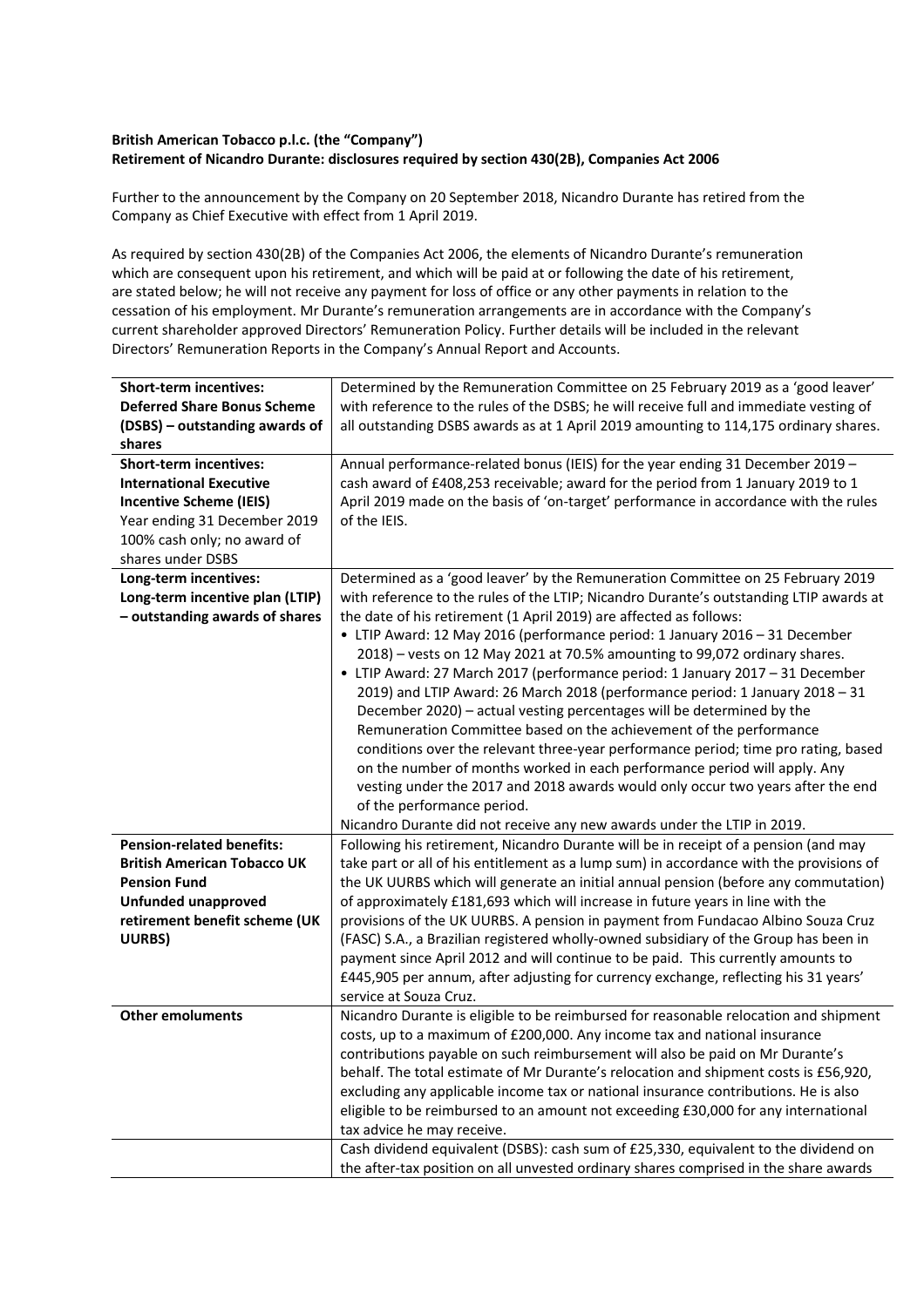**British American Tobacco p.l.c. (the "Company")**
**Retirement of Nicandro Durante: disclosures required by section 430(2B), Companies Act 2006**

Further to the announcement by the Company on 20 September 2018, Nicandro Durante has retired from the Company as Chief Executive with effect from 1 April 2019.

As required by section 430(2B) of the Companies Act 2006, the elements of Nicandro Durante's remuneration which are consequent upon his retirement, and which will be paid at or following the date of his retirement, are stated below; he will not receive any payment for loss of office or any other payments in relation to the cessation of his employment. Mr Durante's remuneration arrangements are in accordance with the Company's current shareholder approved Directors' Remuneration Policy. Further details will be included in the relevant Directors' Remuneration Reports in the Company's Annual Report and Accounts.

| | |
|---|---|
| **Short-term incentives: Deferred Share Bonus Scheme (DSBS) – outstanding awards of shares** | Determined by the Remuneration Committee on 25 February 2019 as a 'good leaver' with reference to the rules of the DSBS; he will receive full and immediate vesting of all outstanding DSBS awards as at 1 April 2019 amounting to 114,175 ordinary shares. |
| **Short-term incentives: International Executive Incentive Scheme (IEIS)** Year ending 31 December 2019 100% cash only; no award of shares under DSBS | Annual performance-related bonus (IEIS) for the year ending 31 December 2019 – cash award of £408,253 receivable; award for the period from 1 January 2019 to 1 April 2019 made on the basis of 'on-target' performance in accordance with the rules of the IEIS. |
| **Long-term incentives: Long-term incentive plan (LTIP) – outstanding awards of shares** | Determined as a 'good leaver' by the Remuneration Committee on 25 February 2019 with reference to the rules of the LTIP; Nicandro Durante's outstanding LTIP awards at the date of his retirement (1 April 2019) are affected as follows:<br>• LTIP Award: 12 May 2016 (performance period: 1 January 2016 – 31 December 2018) – vests on 12 May 2021 at 70.5% amounting to 99,072 ordinary shares.<br>• LTIP Award: 27 March 2017 (performance period: 1 January 2017 – 31 December 2019) and LTIP Award: 26 March 2018 (performance period: 1 January 2018 – 31 December 2020) – actual vesting percentages will be determined by the Remuneration Committee based on the achievement of the performance conditions over the relevant three-year performance period; time pro rating, based on the number of months worked in each performance period will apply. Any vesting under the 2017 and 2018 awards would only occur two years after the end of the performance period.<br>Nicandro Durante did not receive any new awards under the LTIP in 2019. |
| **Pension-related benefits: British American Tobacco UK Pension Fund Unfunded unapproved retirement benefit scheme (UK UURBS)** | Following his retirement, Nicandro Durante will be in receipt of a pension (and may take part or all of his entitlement as a lump sum) in accordance with the provisions of the UK UURBS which will generate an initial annual pension (before any commutation) of approximately £181,693 which will increase in future years in line with the provisions of the UK UURBS. A pension in payment from Fundacao Albino Souza Cruz (FASC) S.A., a Brazilian registered wholly-owned subsidiary of the Group has been in payment since April 2012 and will continue to be paid. This currently amounts to £445,905 per annum, after adjusting for currency exchange, reflecting his 31 years' service at Souza Cruz. |
| **Other emoluments** | Nicandro Durante is eligible to be reimbursed for reasonable relocation and shipment costs, up to a maximum of £200,000. Any income tax and national insurance contributions payable on such reimbursement will also be paid on Mr Durante's behalf. The total estimate of Mr Durante's relocation and shipment costs is £56,920, excluding any applicable income tax or national insurance contributions. He is also eligible to be reimbursed to an amount not exceeding £30,000 for any international tax advice he may receive. |
| | Cash dividend equivalent (DSBS): cash sum of £25,330, equivalent to the dividend on the after-tax position on all unvested ordinary shares comprised in the share awards |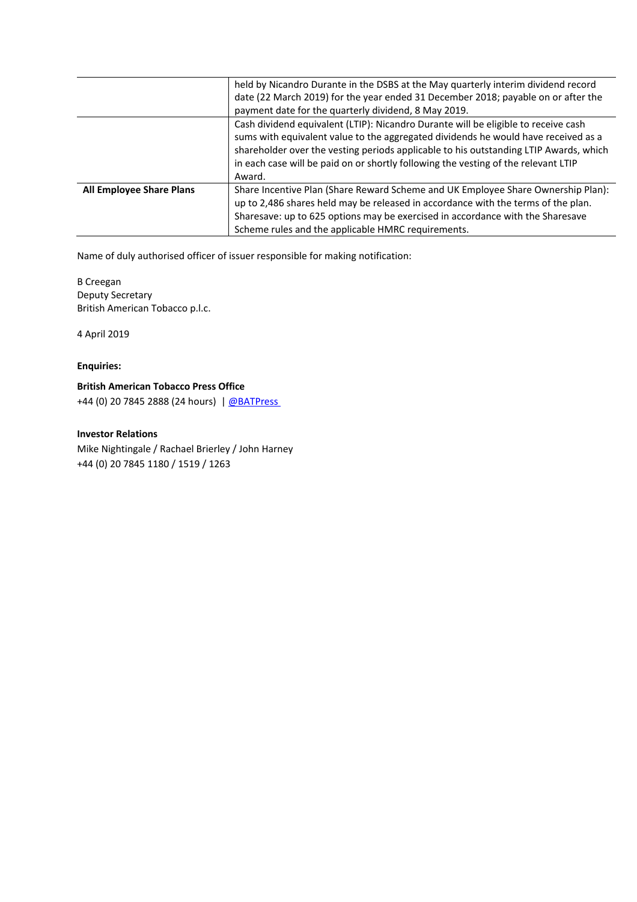| | |
|---|---|
| | held by Nicandro Durante in the DSBS at the May quarterly interim dividend record date (22 March 2019) for the year ended 31 December 2018; payable on or after the payment date for the quarterly dividend, 8 May 2019. |
| | Cash dividend equivalent (LTIP): Nicandro Durante will be eligible to receive cash sums with equivalent value to the aggregated dividends he would have received as a shareholder over the vesting periods applicable to his outstanding LTIP Awards, which in each case will be paid on or shortly following the vesting of the relevant LTIP Award. |
| **All Employee Share Plans** | Share Incentive Plan (Share Reward Scheme and UK Employee Share Ownership Plan): up to 2,486 shares held may be released in accordance with the terms of the plan. Sharesave: up to 625 options may be exercised in accordance with the Sharesave Scheme rules and the applicable HMRC requirements. |

Name of duly authorised officer of issuer responsible for making notification:

B Creegan
Deputy Secretary
British American Tobacco p.l.c.

4 April 2019

**Enquiries:**

**British American Tobacco Press Office**
+44 (0) 20 7845 2888 (24 hours) | @BATPress

**Investor Relations**
Mike Nightingale / Rachael Brierley / John Harney
+44 (0) 20 7845 1180 / 1519 / 1263